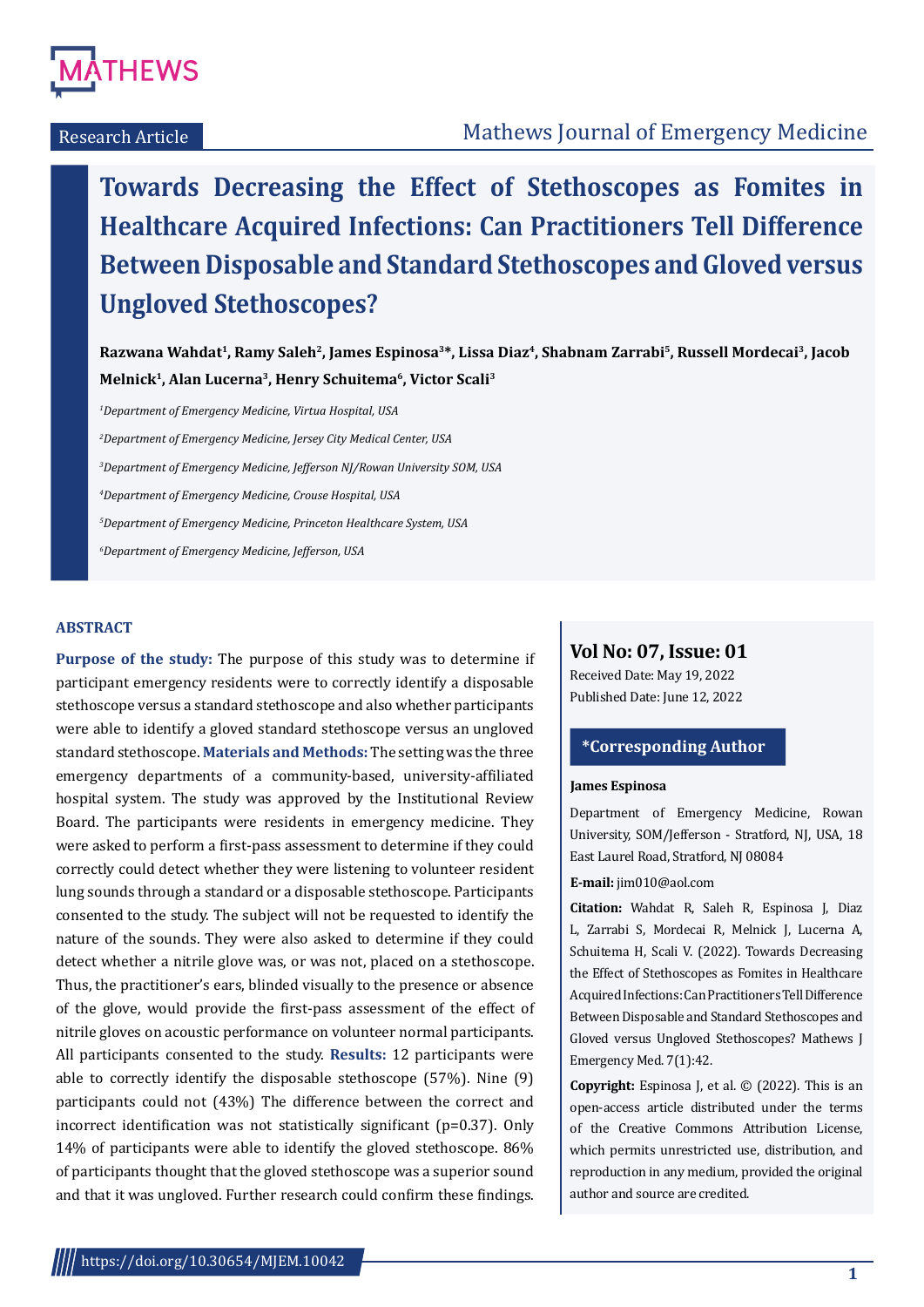Research Article

# Towards Decreasing the Effect of Stethoscopes as Fomites in Healthcare Acquired Infections: Can Practitioners Tell Difference Between Disposable and Standard Stethoscopes and Gloved versus Ungloved Stethoscopes?

**Razwana Wahdat[1], Ramy Saleh[2], James Espinosa[3]*, Lissa Diaz[4], Shabnam Zarrabi[5], Russell Mordecai[3], Jacob Melnick[1], Alan Lucerna[3], Henry Schuitema[6], Victor Scali[3]**

*[1]Department of Emergency Medicine, Virtua Hospital, USA*

*[2]Department of Emergency Medicine, Jersey City Medical Center, USA*

*[3]Department of Emergency Medicine, Jefferson NJ/Rowan University SOM, USA*

*[4]Department of Emergency Medicine, Crouse Hospital, USA*

*[5]Department of Emergency Medicine, Princeton Healthcare System, USA*

*[6]Department of Emergency Medicine, Jefferson, USA*

## ABSTRACT

**Purpose of the study:** The purpose of this study was to determine if participant emergency residents were to correctly identify a disposable stethoscope versus a standard stethoscope and also whether participants were able to identify a gloved standard stethoscope versus an ungloved standard stethoscope. **Materials and Methods:** The setting was the three emergency departments of a community-based, university-affiliated hospital system. The study was approved by the Institutional Review Board. The participants were residents in emergency medicine. They were asked to perform a first-pass assessment to determine if they could correctly could detect whether they were listening to volunteer resident lung sounds through a standard or a disposable stethoscope. Participants consented to the study. The subject will not be requested to identify the nature of the sounds. They were also asked to determine if they could detect whether a nitrile glove was, or was not, placed on a stethoscope. Thus, the practitioner's ears, blinded visually to the presence or absence of the glove, would provide the first-pass assessment of the effect of nitrile gloves on acoustic performance on volunteer normal participants. All participants consented to the study. **Results:** 12 participants were able to correctly identify the disposable stethoscope (57%). Nine (9) participants could not (43%) The difference between the correct and incorrect identification was not statistically significant (p=0.37). Only 14% of participants were able to identify the gloved stethoscope. 86% of participants thought that the gloved stethoscope was a superior sound and that it was ungloved. Further research could confirm these findings.

**Vol No: 07, Issue: 01**

Received Date: May 19, 2022

Published Date: June 12, 2022

**\*Corresponding Author**

**James Espinosa**

Department of Emergency Medicine, Rowan University, SOM/Jefferson - Stratford, NJ, USA, 18 East Laurel Road, Stratford, NJ 08084

**E-mail:** jim010@aol.com

**Citation:** Wahdat R, Saleh R, Espinosa J, Diaz L, Zarrabi S, Mordecai R, Melnick J, Lucerna A, Schuitema H, Scali V. (2022). Towards Decreasing the Effect of Stethoscopes as Fomites in Healthcare Acquired Infections: Can Practitioners Tell Difference Between Disposable and Standard Stethoscopes and Gloved versus Ungloved Stethoscopes? Mathews J Emergency Med. 7(1):42.

**Copyright:** Espinosa J, et al. © (2022). This is an open-access article distributed under the terms of the Creative Commons Attribution License, which permits unrestricted use, distribution, and reproduction in any medium, provided the original author and source are credited.

https://doi.org/10.30654/MJEM.10042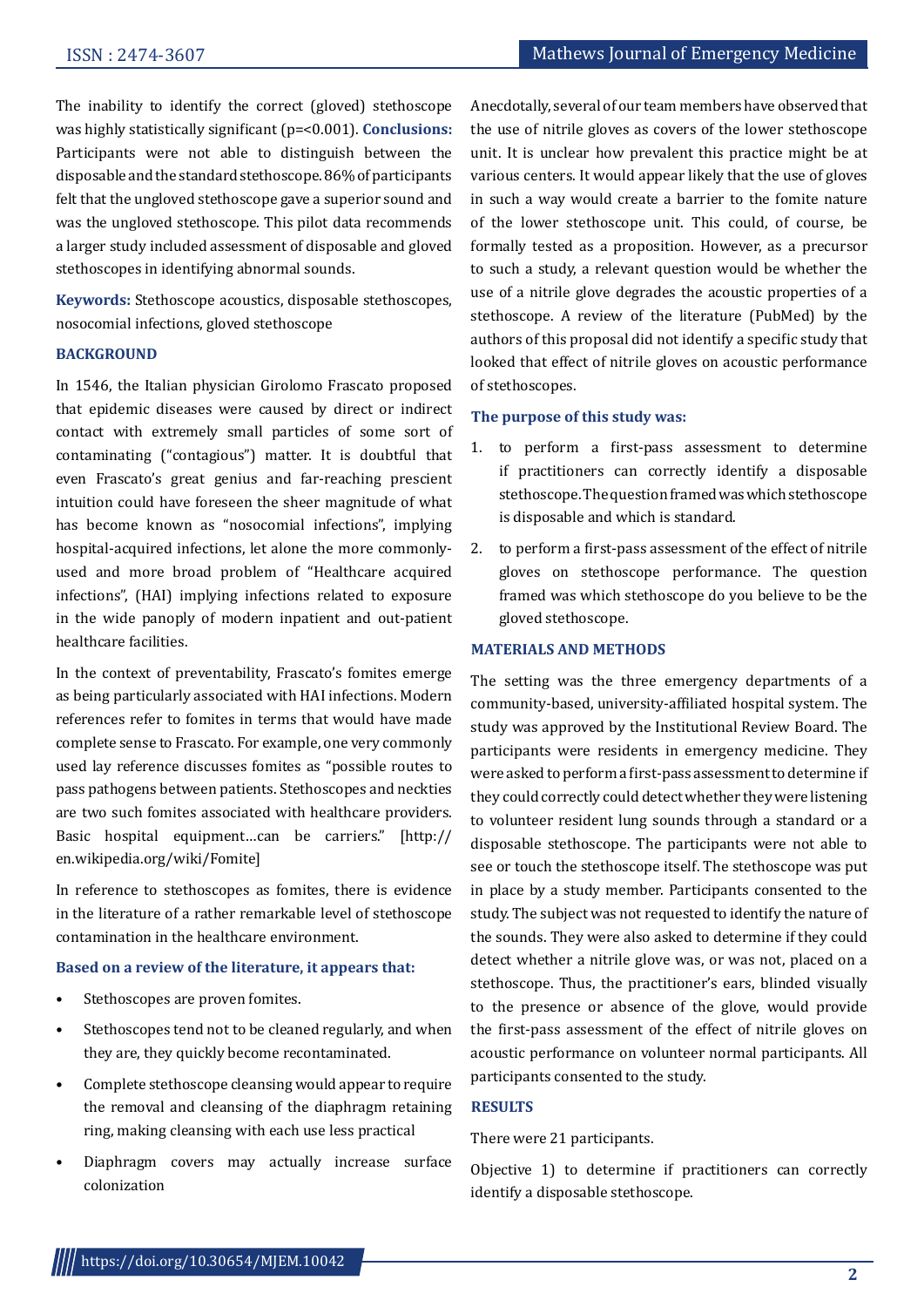The inability to identify the correct (gloved) stethoscope was highly statistically significant (p=<0.001). **Conclusions:** Participants were not able to distinguish between the disposable and the standard stethoscope. 86% of participants felt that the ungloved stethoscope gave a superior sound and was the ungloved stethoscope. This pilot data recommends a larger study included assessment of disposable and gloved stethoscopes in identifying abnormal sounds.

**Keywords:** Stethoscope acoustics, disposable stethoscopes, nosocomial infections, gloved stethoscope

## BACKGROUND

In 1546, the Italian physician Girolomo Frascato proposed that epidemic diseases were caused by direct or indirect contact with extremely small particles of some sort of contaminating ("contagious") matter. It is doubtful that even Frascato's great genius and far-reaching prescient intuition could have foreseen the sheer magnitude of what has become known as "nosocomial infections", implying hospital-acquired infections, let alone the more commonly-used and more broad problem of "Healthcare acquired infections", (HAI) implying infections related to exposure in the wide panoply of modern inpatient and out-patient healthcare facilities.

In the context of preventability, Frascato's fomites emerge as being particularly associated with HAI infections. Modern references refer to fomites in terms that would have made complete sense to Frascato. For example, one very commonly used lay reference discusses fomites as "possible routes to pass pathogens between patients. Stethoscopes and neckties are two such fomites associated with healthcare providers. Basic hospital equipment…can be carriers." [http://en.wikipedia.org/wiki/Fomite]

In reference to stethoscopes as fomites, there is evidence in the literature of a rather remarkable level of stethoscope contamination in the healthcare environment.

**Based on a review of the literature, it appears that:**

- Stethoscopes are proven fomites.
- Stethoscopes tend not to be cleaned regularly, and when they are, they quickly become recontaminated.
- Complete stethoscope cleansing would appear to require the removal and cleansing of the diaphragm retaining ring, making cleansing with each use less practical
- Diaphragm covers may actually increase surface colonization

Anecdotally, several of our team members have observed that the use of nitrile gloves as covers of the lower stethoscope unit. It is unclear how prevalent this practice might be at various centers. It would appear likely that the use of gloves in such a way would create a barrier to the fomite nature of the lower stethoscope unit. This could, of course, be formally tested as a proposition. However, as a precursor to such a study, a relevant question would be whether the use of a nitrile glove degrades the acoustic properties of a stethoscope. A review of the literature (PubMed) by the authors of this proposal did not identify a specific study that looked that effect of nitrile gloves on acoustic performance of stethoscopes.

**The purpose of this study was:**

1. to perform a first-pass assessment to determine if practitioners can correctly identify a disposable stethoscope. The question framed was which stethoscope is disposable and which is standard.
2. to perform a first-pass assessment of the effect of nitrile gloves on stethoscope performance. The question framed was which stethoscope do you believe to be the gloved stethoscope.

## MATERIALS AND METHODS

The setting was the three emergency departments of a community-based, university-affiliated hospital system. The study was approved by the Institutional Review Board. The participants were residents in emergency medicine. They were asked to perform a first-pass assessment to determine if they could correctly could detect whether they were listening to volunteer resident lung sounds through a standard or a disposable stethoscope. The participants were not able to see or touch the stethoscope itself. The stethoscope was put in place by a study member. Participants consented to the study. The subject was not requested to identify the nature of the sounds. They were also asked to determine if they could detect whether a nitrile glove was, or was not, placed on a stethoscope. Thus, the practitioner's ears, blinded visually to the presence or absence of the glove, would provide the first-pass assessment of the effect of nitrile gloves on acoustic performance on volunteer normal participants. All participants consented to the study.

## RESULTS

There were 21 participants.

Objective 1) to determine if practitioners can correctly identify a disposable stethoscope.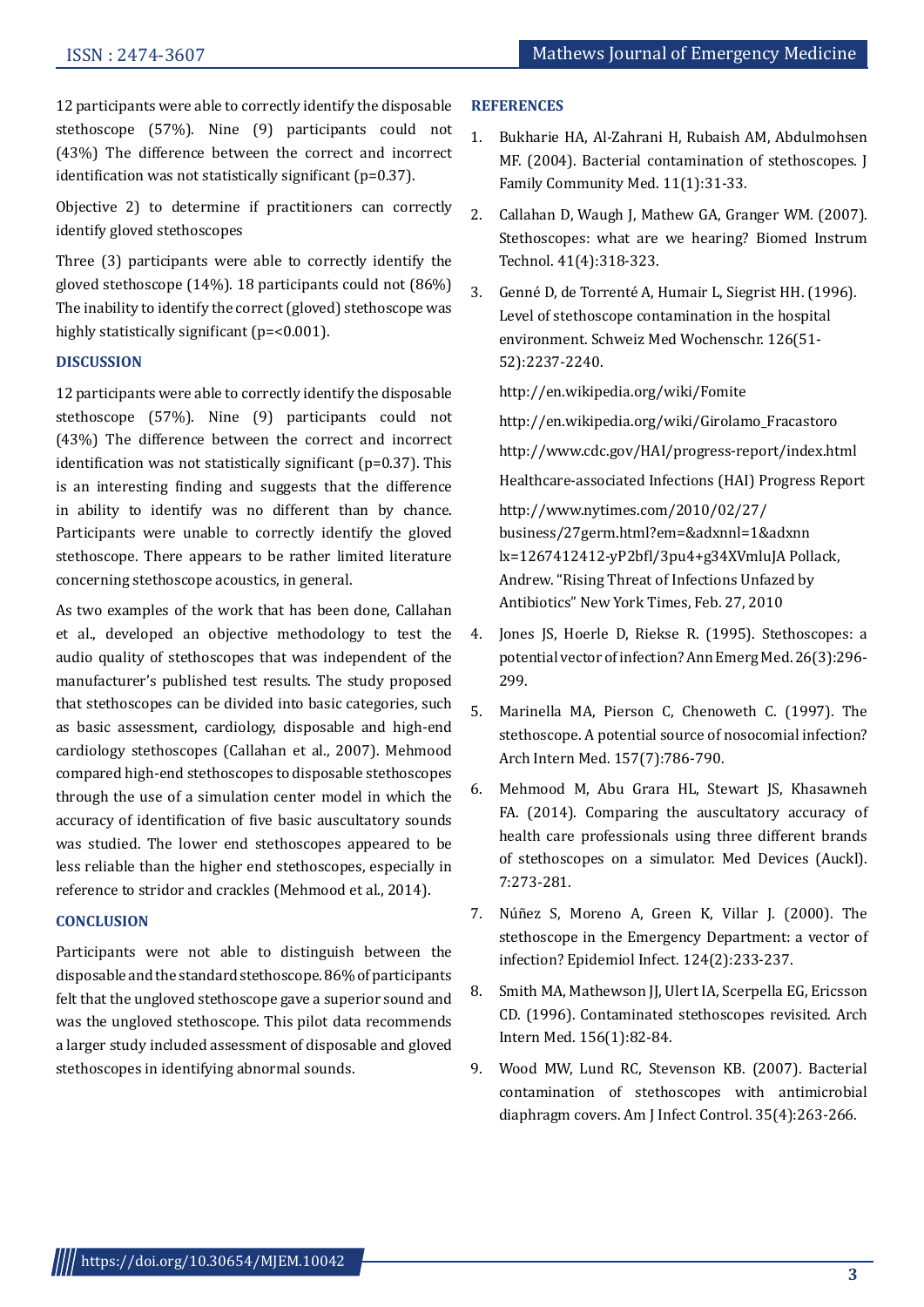12 participants were able to correctly identify the disposable stethoscope (57%). Nine (9) participants could not (43%) The difference between the correct and incorrect identification was not statistically significant (p=0.37).

Objective 2) to determine if practitioners can correctly identify gloved stethoscopes

Three (3) participants were able to correctly identify the gloved stethoscope (14%). 18 participants could not (86%) The inability to identify the correct (gloved) stethoscope was highly statistically significant (p=<0.001).

## DISCUSSION

12 participants were able to correctly identify the disposable stethoscope (57%). Nine (9) participants could not (43%) The difference between the correct and incorrect identification was not statistically significant (p=0.37). This is an interesting finding and suggests that the difference in ability to identify was no different than by chance. Participants were unable to correctly identify the gloved stethoscope. There appears to be rather limited literature concerning stethoscope acoustics, in general.

As two examples of the work that has been done, Callahan et al., developed an objective methodology to test the audio quality of stethoscopes that was independent of the manufacturer's published test results. The study proposed that stethoscopes can be divided into basic categories, such as basic assessment, cardiology, disposable and high-end cardiology stethoscopes (Callahan et al., 2007). Mehmood compared high-end stethoscopes to disposable stethoscopes through the use of a simulation center model in which the accuracy of identification of five basic auscultatory sounds was studied. The lower end stethoscopes appeared to be less reliable than the higher end stethoscopes, especially in reference to stridor and crackles (Mehmood et al., 2014).

## CONCLUSION

Participants were not able to distinguish between the disposable and the standard stethoscope. 86% of participants felt that the ungloved stethoscope gave a superior sound and was the ungloved stethoscope. This pilot data recommends a larger study included assessment of disposable and gloved stethoscopes in identifying abnormal sounds.

## REFERENCES

1. Bukharie HA, Al-Zahrani H, Rubaish AM, Abdulmohsen MF. (2004). Bacterial contamination of stethoscopes. J Family Community Med. 11(1):31-33.
2. Callahan D, Waugh J, Mathew GA, Granger WM. (2007). Stethoscopes: what are we hearing? Biomed Instrum Technol. 41(4):318-323.
3. Genné D, de Torrenté A, Humair L, Siegrist HH. (1996). Level of stethoscope contamination in the hospital environment. Schweiz Med Wochenschr. 126(51-52):2237-2240.

   http://en.wikipedia.org/wiki/Fomite

   http://en.wikipedia.org/wiki/Girolamo_Fracastoro

   http://www.cdc.gov/HAI/progress-report/index.html

   Healthcare-associated Infections (HAI) Progress Report

   http://www.nytimes.com/2010/02/27/business/27germ.html?em=&adxnnl=1&adxnnlx=1267412412-yP2bfl/3pu4+g34XVmluJA Pollack, Andrew. "Rising Threat of Infections Unfazed by Antibiotics" New York Times, Feb. 27, 2010

4. Jones JS, Hoerle D, Riekse R. (1995). Stethoscopes: a potential vector of infection? Ann Emerg Med. 26(3):296-299.
5. Marinella MA, Pierson C, Chenoweth C. (1997). The stethoscope. A potential source of nosocomial infection? Arch Intern Med. 157(7):786-790.
6. Mehmood M, Abu Grara HL, Stewart JS, Khasawneh FA. (2014). Comparing the auscultatory accuracy of health care professionals using three different brands of stethoscopes on a simulator. Med Devices (Auckl). 7:273-281.
7. Núñez S, Moreno A, Green K, Villar J. (2000). The stethoscope in the Emergency Department: a vector of infection? Epidemiol Infect. 124(2):233-237.
8. Smith MA, Mathewson JJ, Ulert IA, Scerpella EG, Ericsson CD. (1996). Contaminated stethoscopes revisited. Arch Intern Med. 156(1):82-84.
9. Wood MW, Lund RC, Stevenson KB. (2007). Bacterial contamination of stethoscopes with antimicrobial diaphragm covers. Am J Infect Control. 35(4):263-266.